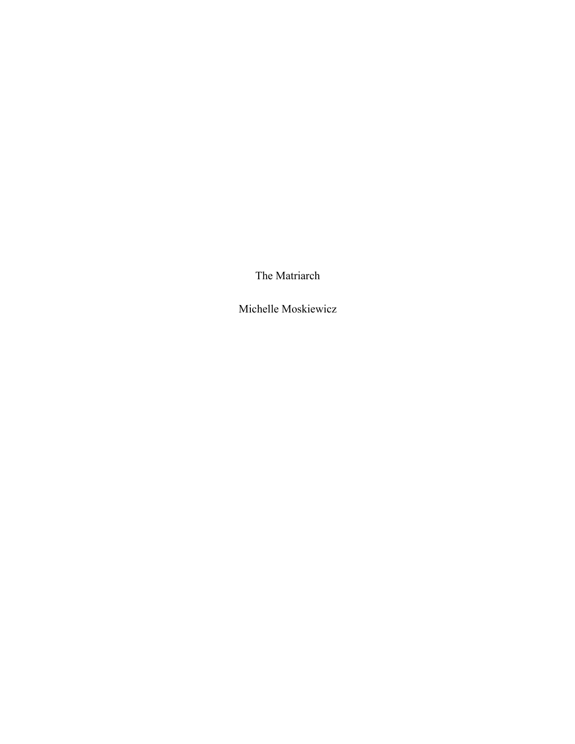# The Matriarch

Michelle Moskiewicz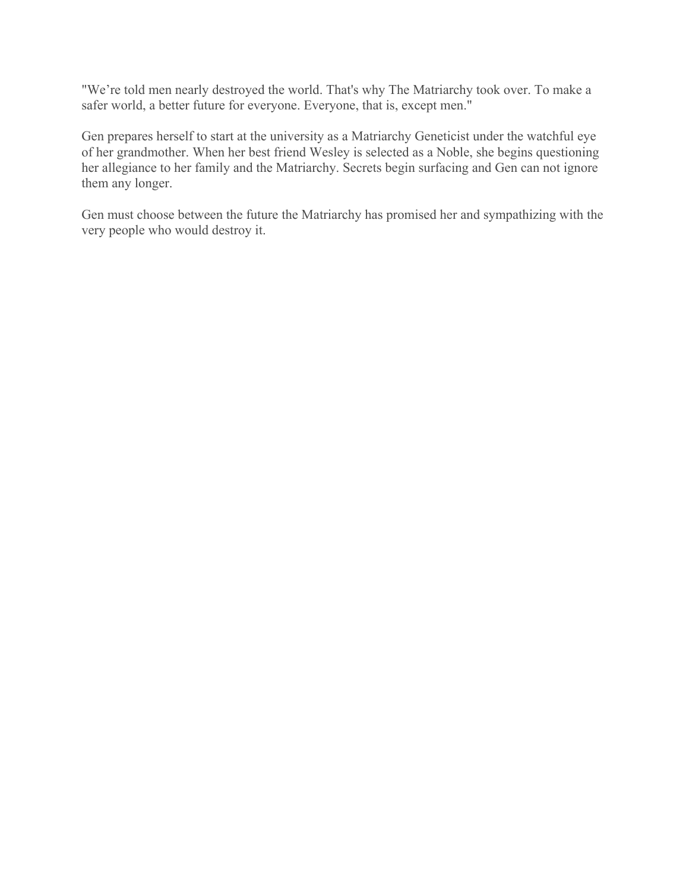"We're told men nearly destroyed the world. That's why The Matriarchy took over. To make a safer world, a better future for everyone. Everyone, that is, except men."

Gen prepares herself to start at the university as a Matriarchy Geneticist under the watchful eye of her grandmother. When her best friend Wesley is selected as a Noble, she begins questioning her allegiance to her family and the Matriarchy. Secrets begin surfacing and Gen can not ignore them any longer.

Gen must choose between the future the Matriarchy has promised her and sympathizing with the very people who would destroy it.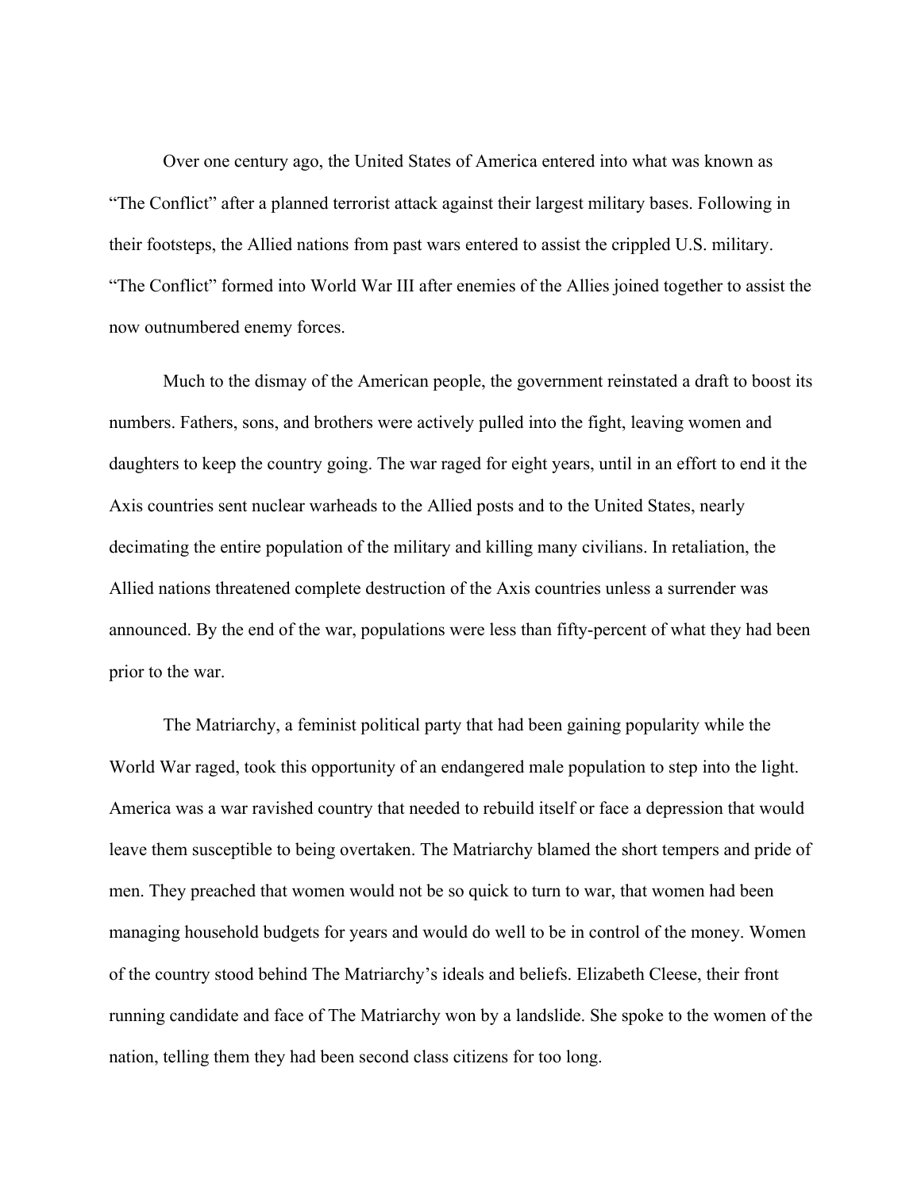Over one century ago, the United States of America entered into what was known as "The Conflict" after a planned terrorist attack against their largest military bases. Following in their footsteps, the Allied nations from past wars entered to assist the crippled U.S. military. "The Conflict" formed into World War III after enemies of the Allies joined together to assist the now outnumbered enemy forces.

Much to the dismay of the American people, the government reinstated a draft to boost its numbers. Fathers, sons, and brothers were actively pulled into the fight, leaving women and daughters to keep the country going. The war raged for eight years, until in an effort to end it the Axis countries sent nuclear warheads to the Allied posts and to the United States, nearly decimating the entire population of the military and killing many civilians. In retaliation, the Allied nations threatened complete destruction of the Axis countries unless a surrender was announced. By the end of the war, populations were less than fifty-percent of what they had been prior to the war.

The Matriarchy, a feminist political party that had been gaining popularity while the World War raged, took this opportunity of an endangered male population to step into the light. America was a war ravished country that needed to rebuild itself or face a depression that would leave them susceptible to being overtaken. The Matriarchy blamed the short tempers and pride of men. They preached that women would not be so quick to turn to war, that women had been managing household budgets for years and would do well to be in control of the money. Women of the country stood behind The Matriarchy's ideals and beliefs. Elizabeth Cleese, their front running candidate and face of The Matriarchy won by a landslide. She spoke to the women of the nation, telling them they had been second class citizens for too long.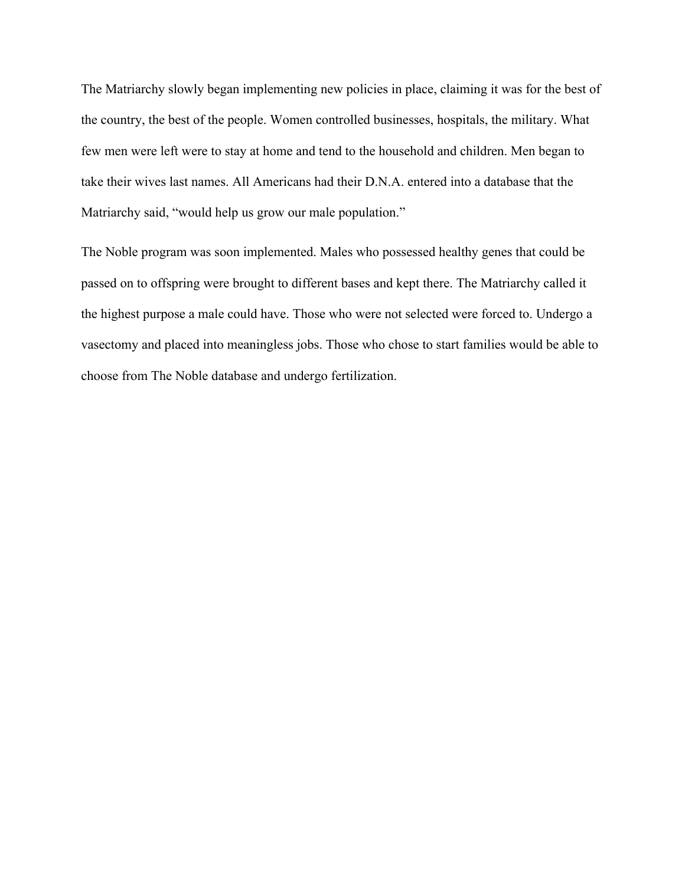The Matriarchy slowly began implementing new policies in place, claiming it was for the best of the country, the best of the people. Women controlled businesses, hospitals, the military. What few men were left were to stay at home and tend to the household and children. Men began to take their wives last names. All Americans had their D.N.A. entered into a database that the Matriarchy said, "would help us grow our male population."

The Noble program was soon implemented. Males who possessed healthy genes that could be passed on to offspring were brought to different bases and kept there. The Matriarchy called it the highest purpose a male could have. Those who were not selected were forced to. Undergo a vasectomy and placed into meaningless jobs. Those who chose to start families would be able to choose from The Noble database and undergo fertilization.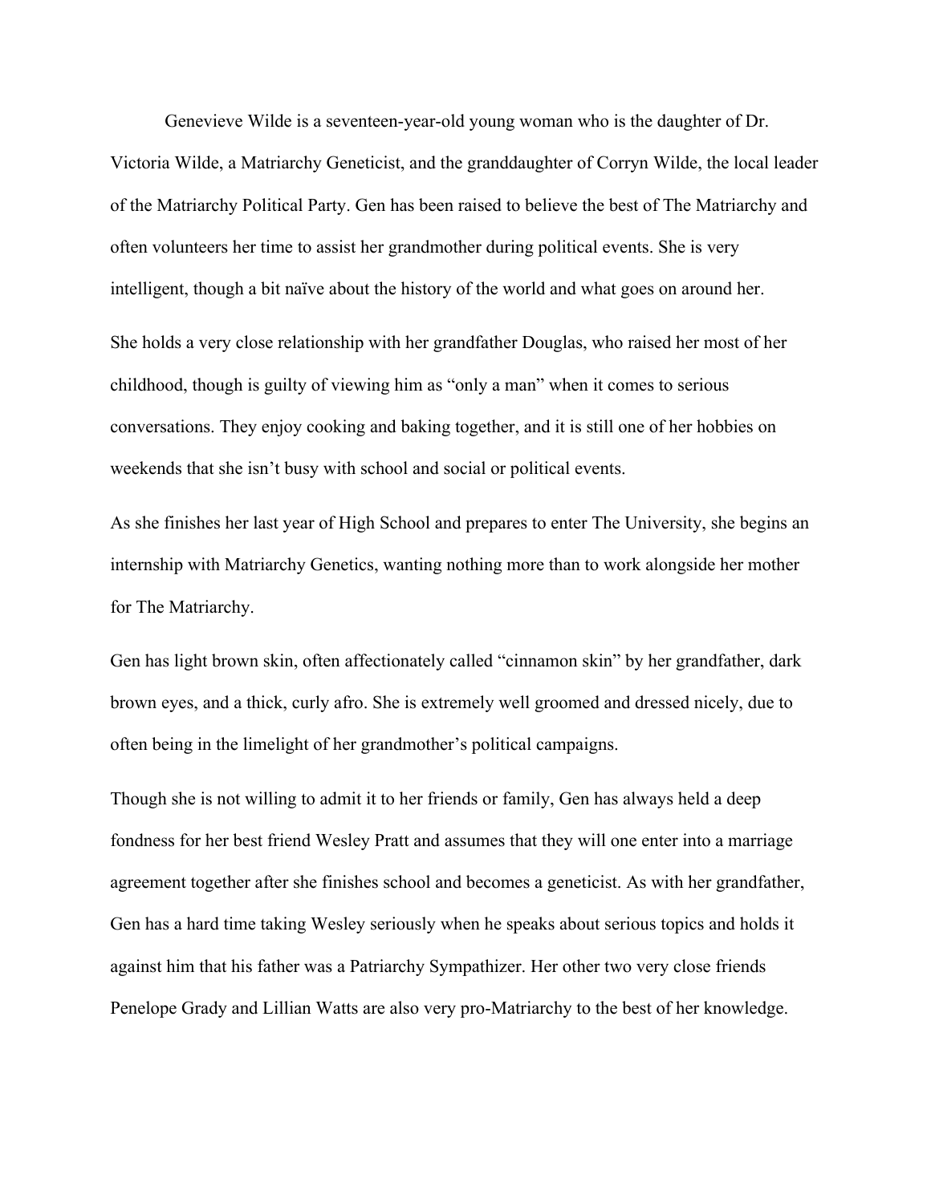Genevieve Wilde is a seventeen-year-old young woman who is the daughter of Dr. Victoria Wilde, a Matriarchy Geneticist, and the granddaughter of Corryn Wilde, the local leader of the Matriarchy Political Party. Gen has been raised to believe the best of The Matriarchy and often volunteers her time to assist her grandmother during political events. She is very intelligent, though a bit naïve about the history of the world and what goes on around her.

She holds a very close relationship with her grandfather Douglas, who raised her most of her childhood, though is guilty of viewing him as "only a man" when it comes to serious conversations. They enjoy cooking and baking together, and it is still one of her hobbies on weekends that she isn't busy with school and social or political events.

As she finishes her last year of High School and prepares to enter The University, she begins an internship with Matriarchy Genetics, wanting nothing more than to work alongside her mother for The Matriarchy.

Gen has light brown skin, often affectionately called "cinnamon skin" by her grandfather, dark brown eyes, and a thick, curly afro. She is extremely well groomed and dressed nicely, due to often being in the limelight of her grandmother's political campaigns.

Though she is not willing to admit it to her friends or family, Gen has always held a deep fondness for her best friend Wesley Pratt and assumes that they will one enter into a marriage agreement together after she finishes school and becomes a geneticist. As with her grandfather, Gen has a hard time taking Wesley seriously when he speaks about serious topics and holds it against him that his father was a Patriarchy Sympathizer. Her other two very close friends Penelope Grady and Lillian Watts are also very pro-Matriarchy to the best of her knowledge.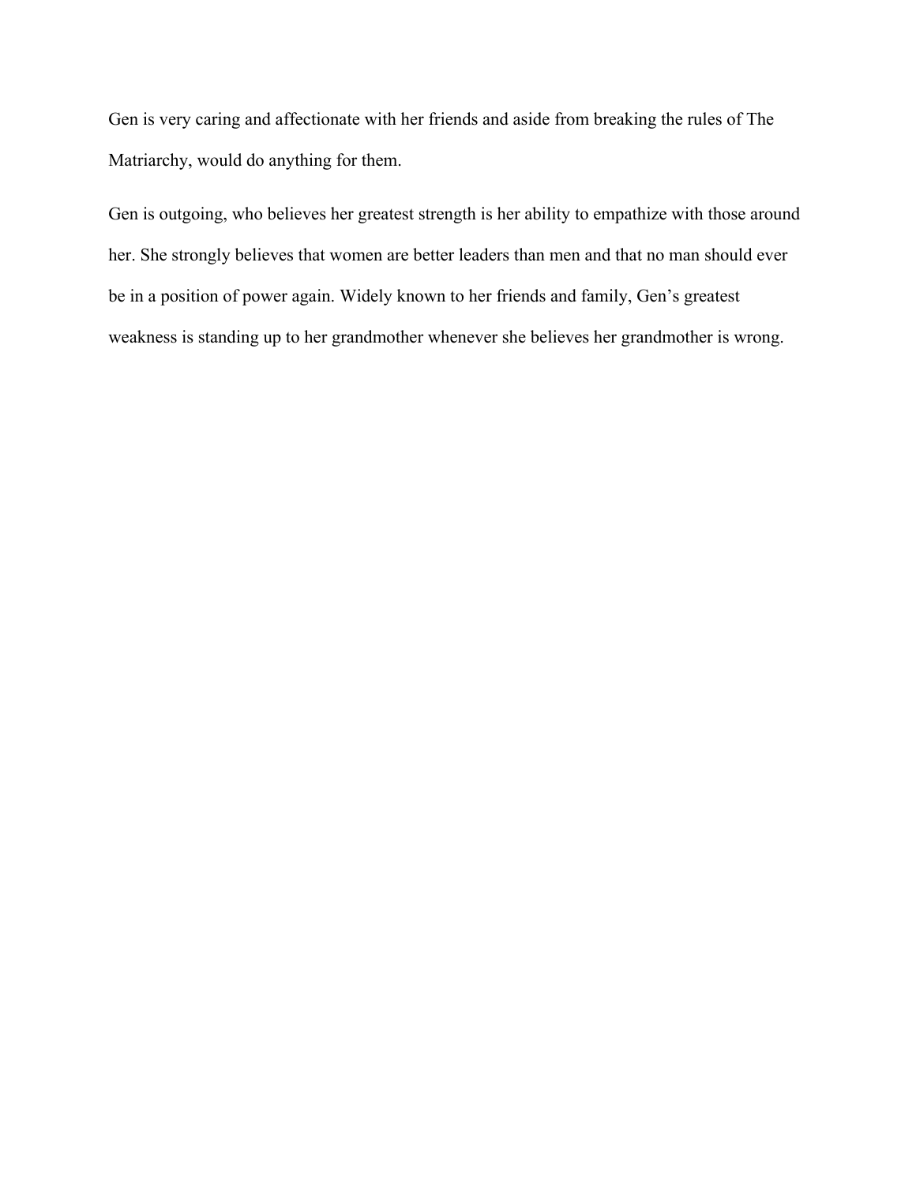Gen is very caring and affectionate with her friends and aside from breaking the rules of The Matriarchy, would do anything for them.

Gen is outgoing, who believes her greatest strength is her ability to empathize with those around her. She strongly believes that women are better leaders than men and that no man should ever be in a position of power again. Widely known to her friends and family, Gen's greatest weakness is standing up to her grandmother whenever she believes her grandmother is wrong.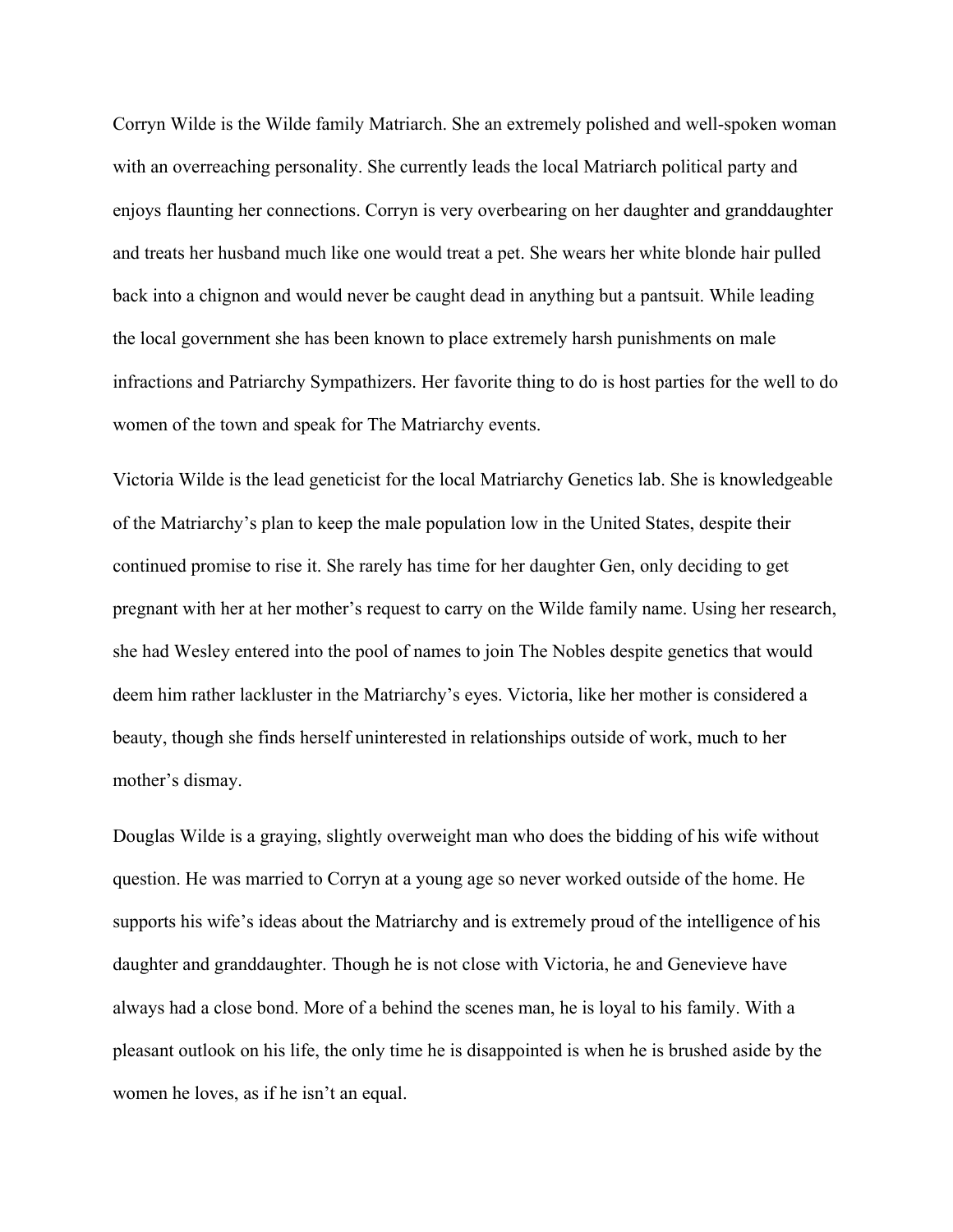Corryn Wilde is the Wilde family Matriarch. She an extremely polished and well-spoken woman with an overreaching personality. She currently leads the local Matriarch political party and enjoys flaunting her connections. Corryn is very overbearing on her daughter and granddaughter and treats her husband much like one would treat a pet. She wears her white blonde hair pulled back into a chignon and would never be caught dead in anything but a pantsuit. While leading the local government she has been known to place extremely harsh punishments on male infractions and Patriarchy Sympathizers. Her favorite thing to do is host parties for the well to do women of the town and speak for The Matriarchy events.

Victoria Wilde is the lead geneticist for the local Matriarchy Genetics lab. She is knowledgeable of the Matriarchy's plan to keep the male population low in the United States, despite their continued promise to rise it. She rarely has time for her daughter Gen, only deciding to get pregnant with her at her mother's request to carry on the Wilde family name. Using her research, she had Wesley entered into the pool of names to join The Nobles despite genetics that would deem him rather lackluster in the Matriarchy's eyes. Victoria, like her mother is considered a beauty, though she finds herself uninterested in relationships outside of work, much to her mother's dismay.

Douglas Wilde is a graying, slightly overweight man who does the bidding of his wife without question. He was married to Corryn at a young age so never worked outside of the home. He supports his wife's ideas about the Matriarchy and is extremely proud of the intelligence of his daughter and granddaughter. Though he is not close with Victoria, he and Genevieve have always had a close bond. More of a behind the scenes man, he is loyal to his family. With a pleasant outlook on his life, the only time he is disappointed is when he is brushed aside by the women he loves, as if he isn't an equal.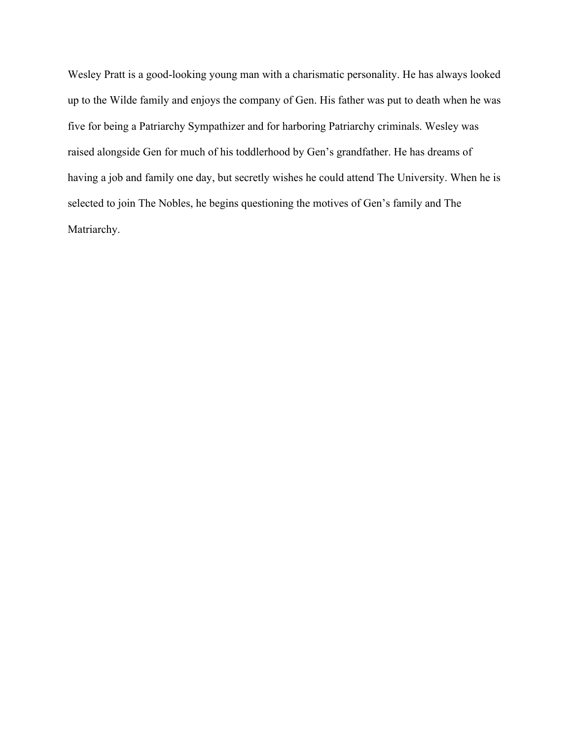Wesley Pratt is a good-looking young man with a charismatic personality. He has always looked up to the Wilde family and enjoys the company of Gen. His father was put to death when he was five for being a Patriarchy Sympathizer and for harboring Patriarchy criminals. Wesley was raised alongside Gen for much of his toddlerhood by Gen's grandfather. He has dreams of having a job and family one day, but secretly wishes he could attend The University. When he is selected to join The Nobles, he begins questioning the motives of Gen's family and The Matriarchy.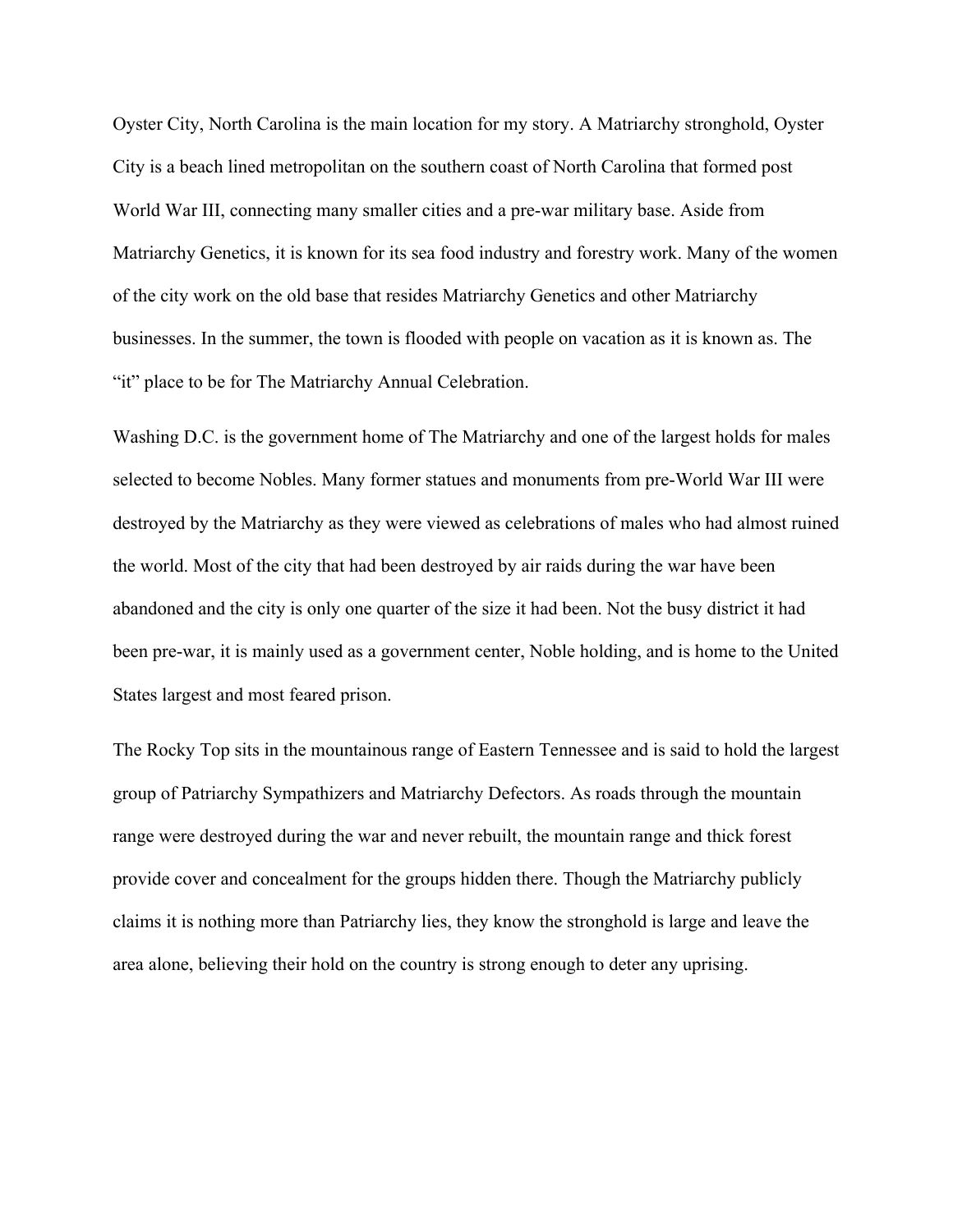Oyster City, North Carolina is the main location for my story. A Matriarchy stronghold, Oyster City is a beach lined metropolitan on the southern coast of North Carolina that formed post World War III, connecting many smaller cities and a pre-war military base. Aside from Matriarchy Genetics, it is known for its sea food industry and forestry work. Many of the women of the city work on the old base that resides Matriarchy Genetics and other Matriarchy businesses. In the summer, the town is flooded with people on vacation as it is known as. The "it" place to be for The Matriarchy Annual Celebration.

Washing D.C. is the government home of The Matriarchy and one of the largest holds for males selected to become Nobles. Many former statues and monuments from pre-World War III were destroyed by the Matriarchy as they were viewed as celebrations of males who had almost ruined the world. Most of the city that had been destroyed by air raids during the war have been abandoned and the city is only one quarter of the size it had been. Not the busy district it had been pre-war, it is mainly used as a government center, Noble holding, and is home to the United States largest and most feared prison.

The Rocky Top sits in the mountainous range of Eastern Tennessee and is said to hold the largest group of Patriarchy Sympathizers and Matriarchy Defectors. As roads through the mountain range were destroyed during the war and never rebuilt, the mountain range and thick forest provide cover and concealment for the groups hidden there. Though the Matriarchy publicly claims it is nothing more than Patriarchy lies, they know the stronghold is large and leave the area alone, believing their hold on the country is strong enough to deter any uprising.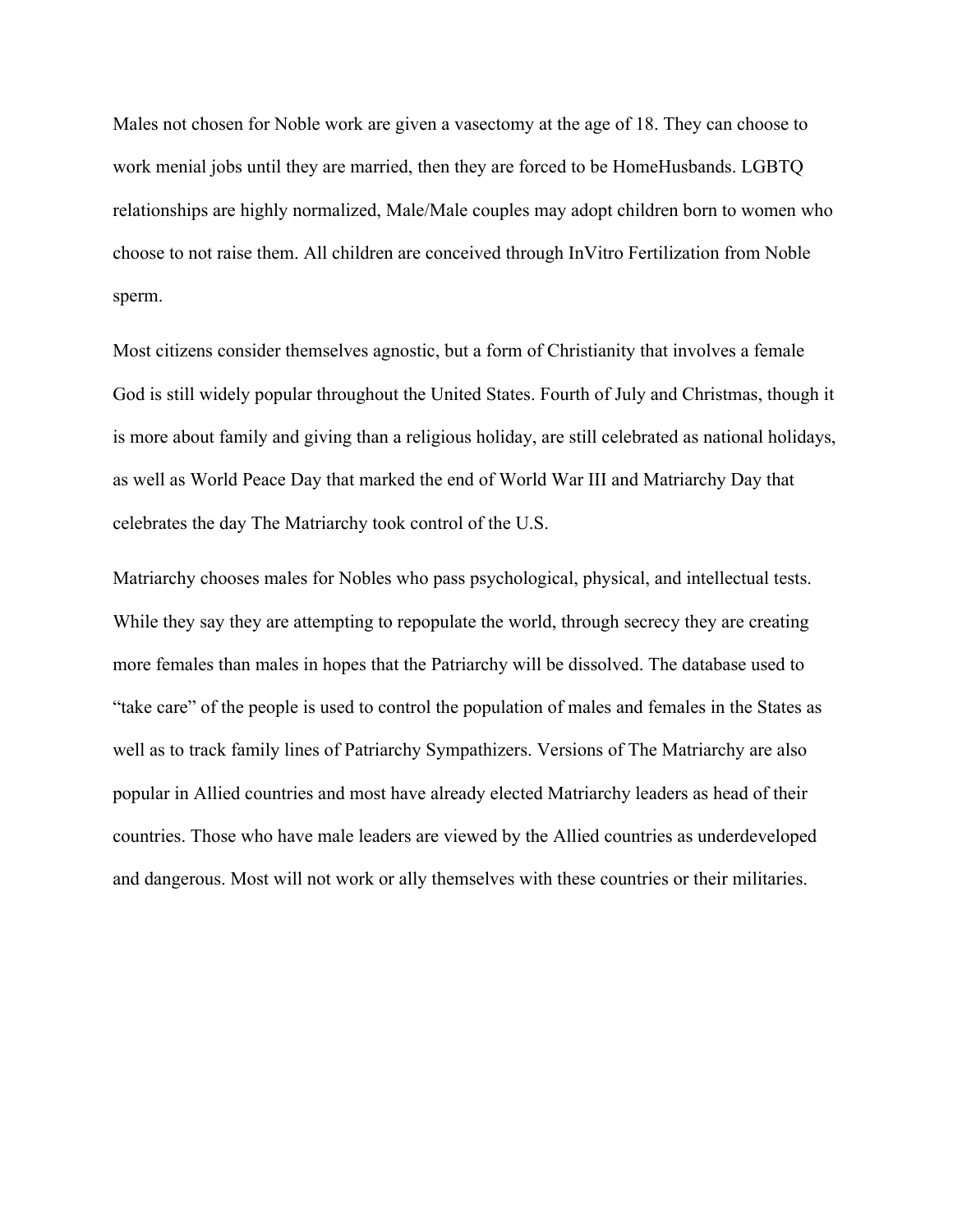Males not chosen for Noble work are given a vasectomy at the age of 18. They can choose to work menial jobs until they are married, then they are forced to be HomeHusbands. LGBTQ relationships are highly normalized, Male/Male couples may adopt children born to women who choose to not raise them. All children are conceived through InVitro Fertilization from Noble sperm.

Most citizens consider themselves agnostic, but a form of Christianity that involves a female God is still widely popular throughout the United States. Fourth of July and Christmas, though it is more about family and giving than a religious holiday, are still celebrated as national holidays, as well as World Peace Day that marked the end of World War III and Matriarchy Day that celebrates the day The Matriarchy took control of the U.S.

Matriarchy chooses males for Nobles who pass psychological, physical, and intellectual tests. While they say they are attempting to repopulate the world, through secrecy they are creating more females than males in hopes that the Patriarchy will be dissolved. The database used to "take care" of the people is used to control the population of males and females in the States as well as to track family lines of Patriarchy Sympathizers. Versions of The Matriarchy are also popular in Allied countries and most have already elected Matriarchy leaders as head of their countries. Those who have male leaders are viewed by the Allied countries as underdeveloped and dangerous. Most will not work or ally themselves with these countries or their militaries.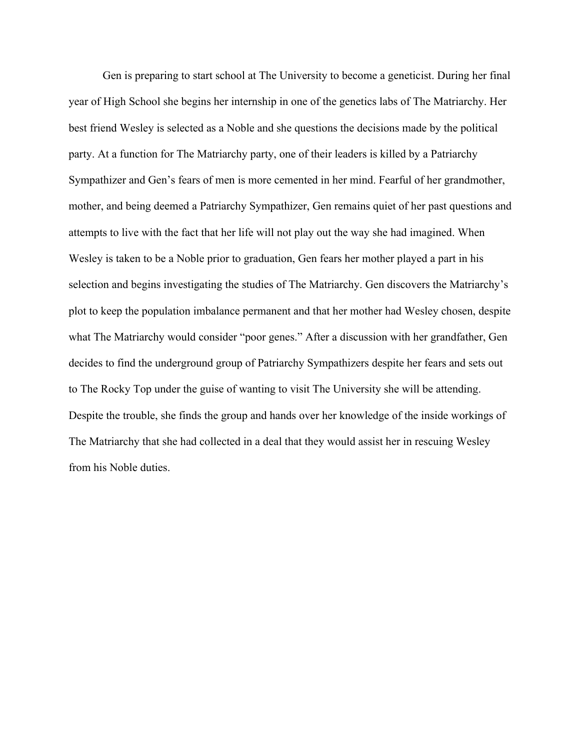Gen is preparing to start school at The University to become a geneticist. During her final year of High School she begins her internship in one of the genetics labs of The Matriarchy. Her best friend Wesley is selected as a Noble and she questions the decisions made by the political party. At a function for The Matriarchy party, one of their leaders is killed by a Patriarchy Sympathizer and Gen's fears of men is more cemented in her mind. Fearful of her grandmother, mother, and being deemed a Patriarchy Sympathizer, Gen remains quiet of her past questions and attempts to live with the fact that her life will not play out the way she had imagined. When Wesley is taken to be a Noble prior to graduation, Gen fears her mother played a part in his selection and begins investigating the studies of The Matriarchy. Gen discovers the Matriarchy's plot to keep the population imbalance permanent and that her mother had Wesley chosen, despite what The Matriarchy would consider "poor genes." After a discussion with her grandfather, Gen decides to find the underground group of Patriarchy Sympathizers despite her fears and sets out to The Rocky Top under the guise of wanting to visit The University she will be attending. Despite the trouble, she finds the group and hands over her knowledge of the inside workings of The Matriarchy that she had collected in a deal that they would assist her in rescuing Wesley from his Noble duties.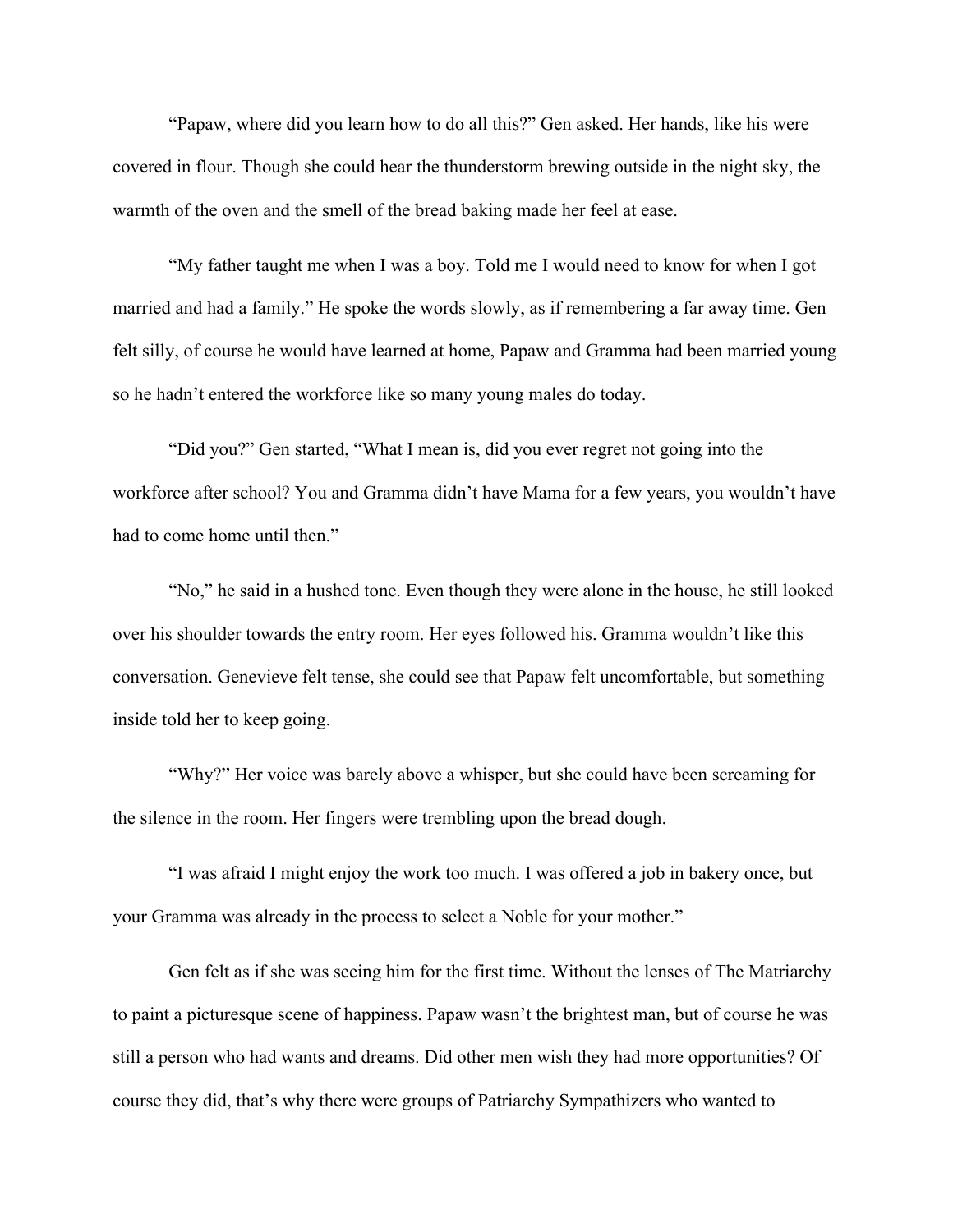"Papaw, where did you learn how to do all this?" Gen asked. Her hands, like his were covered in flour. Though she could hear the thunderstorm brewing outside in the night sky, the warmth of the oven and the smell of the bread baking made her feel at ease.

"My father taught me when I was a boy. Told me I would need to know for when I got married and had a family." He spoke the words slowly, as if remembering a far away time. Gen felt silly, of course he would have learned at home, Papaw and Gramma had been married young so he hadn't entered the workforce like so many young males do today.

"Did you?" Gen started, "What I mean is, did you ever regret not going into the workforce after school? You and Gramma didn't have Mama for a few years, you wouldn't have had to come home until then."

"No," he said in a hushed tone. Even though they were alone in the house, he still looked over his shoulder towards the entry room. Her eyes followed his. Gramma wouldn't like this conversation. Genevieve felt tense, she could see that Papaw felt uncomfortable, but something inside told her to keep going.

"Why?" Her voice was barely above a whisper, but she could have been screaming for the silence in the room. Her fingers were trembling upon the bread dough.

"I was afraid I might enjoy the work too much. I was offered a job in bakery once, but your Gramma was already in the process to select a Noble for your mother."

Gen felt as if she was seeing him for the first time. Without the lenses of The Matriarchy to paint a picturesque scene of happiness. Papaw wasn't the brightest man, but of course he was still a person who had wants and dreams. Did other men wish they had more opportunities? Of course they did, that's why there were groups of Patriarchy Sympathizers who wanted to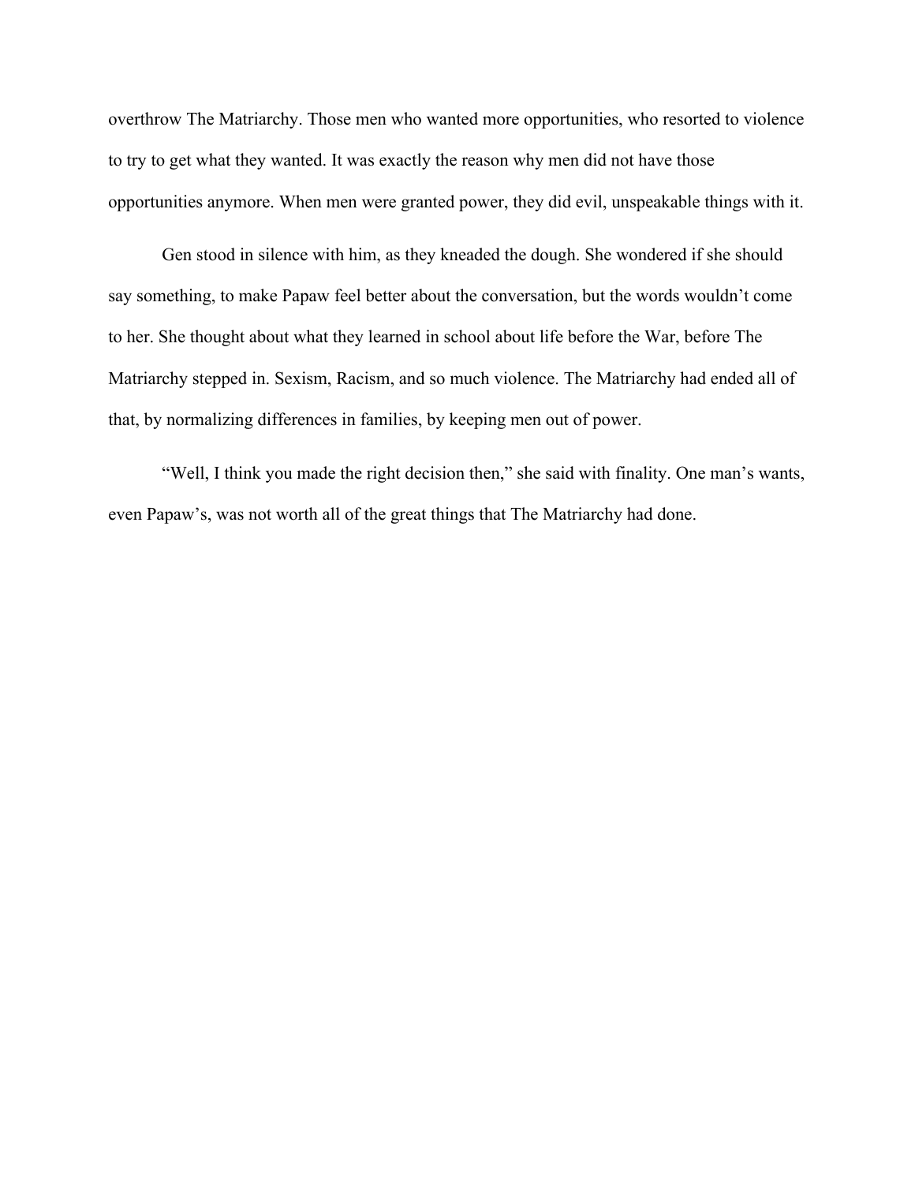overthrow The Matriarchy. Those men who wanted more opportunities, who resorted to violence to try to get what they wanted. It was exactly the reason why men did not have those opportunities anymore. When men were granted power, they did evil, unspeakable things with it.

Gen stood in silence with him, as they kneaded the dough. She wondered if she should say something, to make Papaw feel better about the conversation, but the words wouldn't come to her. She thought about what they learned in school about life before the War, before The Matriarchy stepped in. Sexism, Racism, and so much violence. The Matriarchy had ended all of that, by normalizing differences in families, by keeping men out of power.

"Well, I think you made the right decision then," she said with finality. One man's wants, even Papaw's, was not worth all of the great things that The Matriarchy had done.